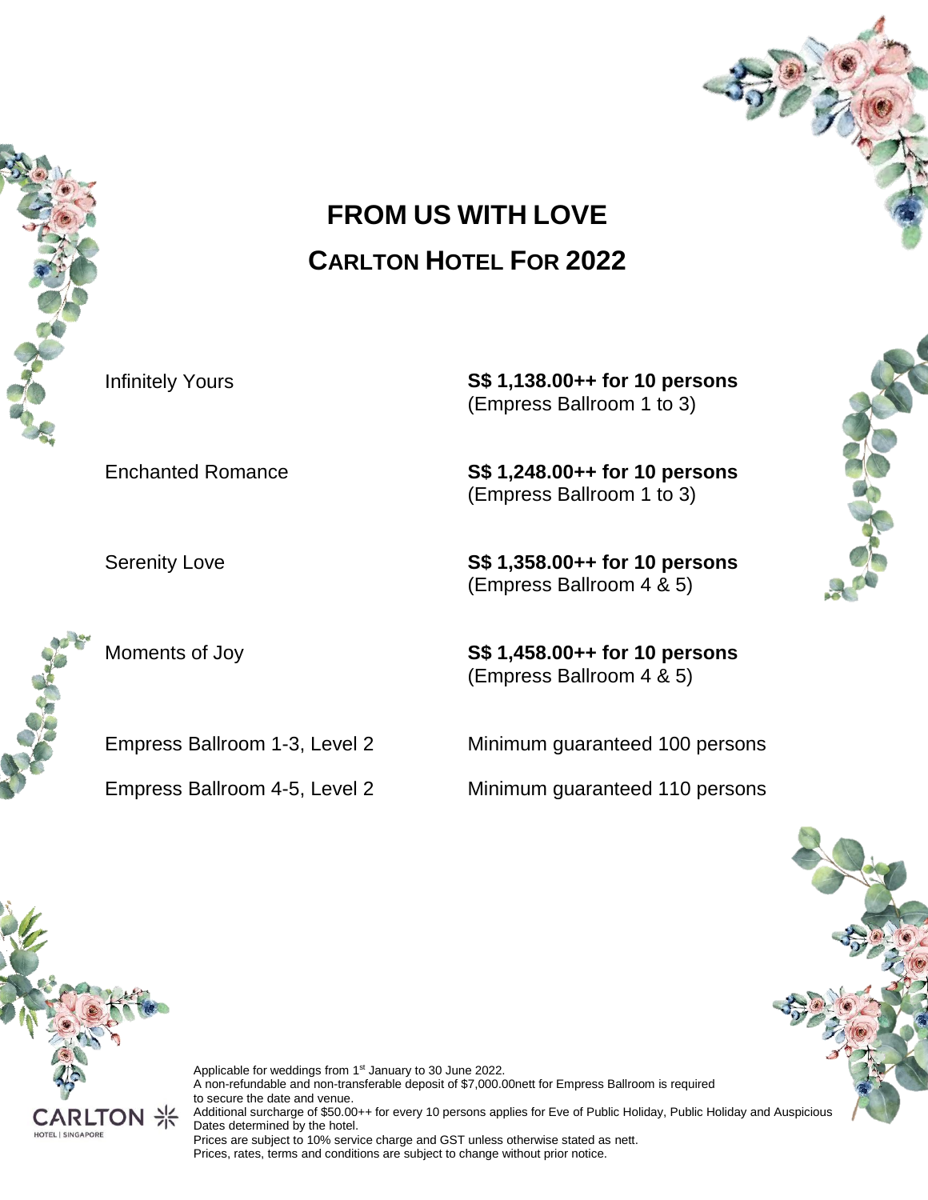# FROM US WITH LOVE

## CARLTON HOTEL FOR 2022

| | |
|---|---|
| Infinitely Yours | **S$ 1,138.00++ for 10 persons** (Empress Ballroom 1 to 3) |
| Enchanted Romance | **S$ 1,248.00++ for 10 persons** (Empress Ballroom 1 to 3) |
| Serenity Love | **S$ 1,358.00++ for 10 persons** (Empress Ballroom 4 & 5) |
| Moments of Joy | **S$ 1,458.00++ for 10 persons** (Empress Ballroom 4 & 5) |
| Empress Ballroom 1-3, Level 2 | Minimum guaranteed 100 persons |
| Empress Ballroom 4-5, Level 2 | Minimum guaranteed 110 persons |

Applicable for weddings from 1st January to 30 June 2022.
A non-refundable and non-transferable deposit of $7,000.00nett for Empress Ballroom is required to secure the date and venue.
Additional surcharge of $50.00++ for every 10 persons applies for Eve of Public Holiday, Public Holiday and Auspicious Dates determined by the hotel.
Prices are subject to 10% service charge and GST unless otherwise stated as nett.
Prices, rates, terms and conditions are subject to change without prior notice.

CARLTON HOTEL | SINGAPORE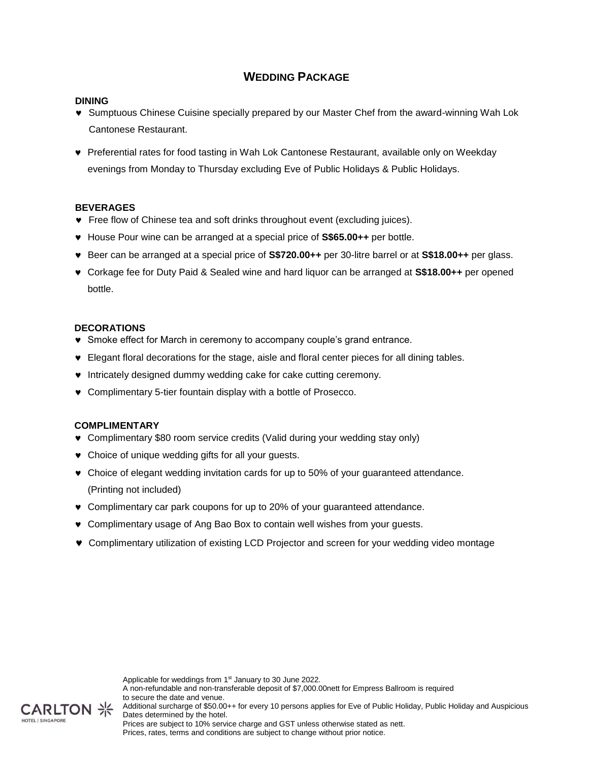# WEDDING PACKAGE

**DINING**

- ♥ Sumptuous Chinese Cuisine specially prepared by our Master Chef from the award-winning Wah Lok Cantonese Restaurant.
- ♥ Preferential rates for food tasting in Wah Lok Cantonese Restaurant, available only on Weekday evenings from Monday to Thursday excluding Eve of Public Holidays & Public Holidays.

**BEVERAGES**

- ♥ Free flow of Chinese tea and soft drinks throughout event (excluding juices).
- ♥ House Pour wine can be arranged at a special price of **S$65.00++** per bottle.
- ♥ Beer can be arranged at a special price of **S$720.00++** per 30-litre barrel or at **S$18.00++** per glass.
- ♥ Corkage fee for Duty Paid & Sealed wine and hard liquor can be arranged at **S$18.00++** per opened bottle.

**DECORATIONS**

- ♥ Smoke effect for March in ceremony to accompany couple's grand entrance.
- ♥ Elegant floral decorations for the stage, aisle and floral center pieces for all dining tables.
- ♥ Intricately designed dummy wedding cake for cake cutting ceremony.
- ♥ Complimentary 5-tier fountain display with a bottle of Prosecco.

**COMPLIMENTARY**

- ♥ Complimentary $80 room service credits (Valid during your wedding stay only)
- ♥ Choice of unique wedding gifts for all your guests.
- ♥ Choice of elegant wedding invitation cards for up to 50% of your guaranteed attendance. (Printing not included)
- ♥ Complimentary car park coupons for up to 20% of your guaranteed attendance.
- ♥ Complimentary usage of Ang Bao Box to contain well wishes from your guests.
- ♥ Complimentary utilization of existing LCD Projector and screen for your wedding video montage

CARLTON HOTEL | SINGAPORE

Applicable for weddings from 1st January to 30 June 2022.
A non-refundable and non-transferable deposit of $7,000.00nett for Empress Ballroom is required to secure the date and venue.
Additional surcharge of $50.00++ for every 10 persons applies for Eve of Public Holiday, Public Holiday and Auspicious Dates determined by the hotel.
Prices are subject to 10% service charge and GST unless otherwise stated as nett.
Prices, rates, terms and conditions are subject to change without prior notice.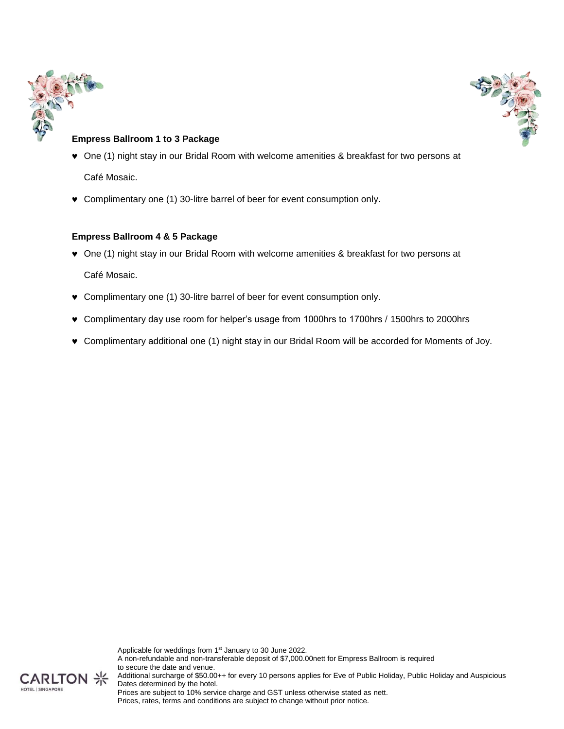**Empress Ballroom 1 to 3 Package**

- One (1) night stay in our Bridal Room with welcome amenities & breakfast for two persons at Café Mosaic.
- Complimentary one (1) 30-litre barrel of beer for event consumption only.

**Empress Ballroom 4 & 5 Package**

- One (1) night stay in our Bridal Room with welcome amenities & breakfast for two persons at Café Mosaic.
- Complimentary one (1) 30-litre barrel of beer for event consumption only.
- Complimentary day use room for helper's usage from 1000hrs to 1700hrs / 1500hrs to 2000hrs
- Complimentary additional one (1) night stay in our Bridal Room will be accorded for Moments of Joy.

Applicable for weddings from 1st January to 30 June 2022.
A non-refundable and non-transferable deposit of $7,000.00nett for Empress Ballroom is required to secure the date and venue.
Additional surcharge of $50.00++ for every 10 persons applies for Eve of Public Holiday, Public Holiday and Auspicious Dates determined by the hotel.
Prices are subject to 10% service charge and GST unless otherwise stated as nett.
Prices, rates, terms and conditions are subject to change without prior notice.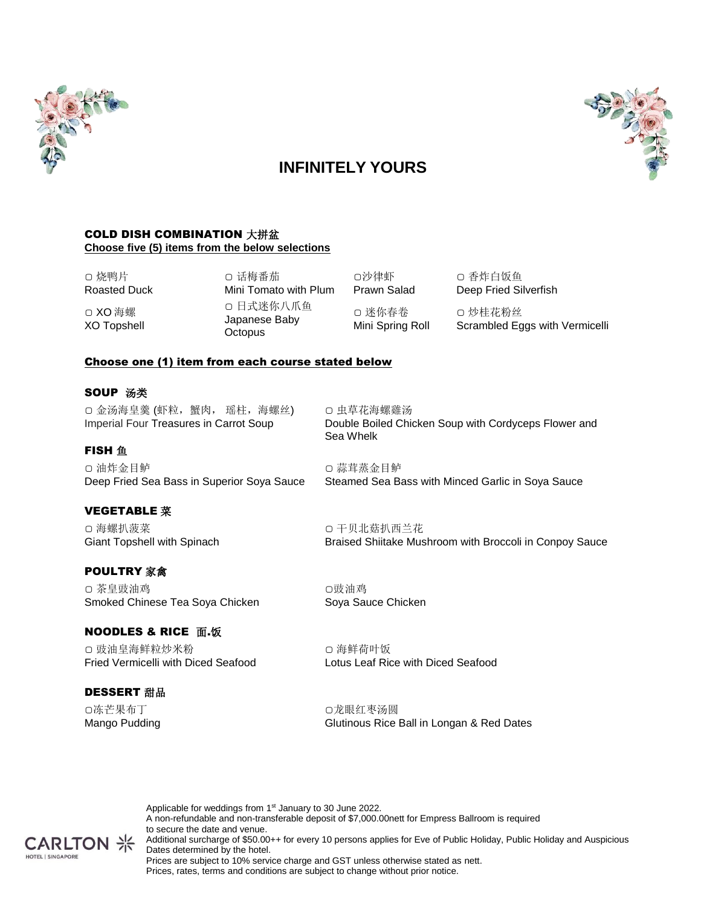# INFINITELY YOURS

**COLD DISH COMBINATION 大拼盆**

**Choose five (5) items from the below selections**

- ▢ 烧鸭片 Roasted Duck
- ▢ XO 海螺 XO Topshell
- ▢ 话梅番茄 Mini Tomato with Plum
- ▢ 日式迷你八爪鱼 Japanese Baby Octopus
- ▢沙律虾 Prawn Salad
- ▢ 迷你春卷 Mini Spring Roll
- ▢ 香炸白饭鱼 Deep Fried Silverfish
- ▢ 炒桂花粉丝 Scrambled Eggs with Vermicelli

**Choose one (1) item from each course stated below**

**SOUP 汤类**

- ▢ 金汤海皇羹 (虾粒，蟹肉， 瑶柱，海螺丝) Imperial Four Treasures in Carrot Soup
- ▢ 虫草花海螺雞汤 Double Boiled Chicken Soup with Cordyceps Flower and Sea Whelk

**FISH 鱼**

- ▢ 油炸金目鲈 Deep Fried Sea Bass in Superior Soya Sauce
- ▢ 蒜茸蒸金目鲈 Steamed Sea Bass with Minced Garlic in Soya Sauce

**VEGETABLE 菜**

- ▢ 海螺扒菠菜 Giant Topshell with Spinach
- ▢ 干贝北菇扒西兰花 Braised Shiitake Mushroom with Broccoli in Conpoy Sauce

**POULTRY 家禽**

- ▢ 茶皇豉油鸡 Smoked Chinese Tea Soya Chicken
- ▢豉油鸡 Soya Sauce Chicken

**NOODLES & RICE 面.饭**

- ▢ 豉油皇海鲜粒炒米粉 Fried Vermicelli with Diced Seafood
- ▢ 海鲜荷叶饭 Lotus Leaf Rice with Diced Seafood

**DESSERT 甜品**

- ▢冻芒果布丁 Mango Pudding
- ▢龙眼红枣汤圆 Glutinous Rice Ball in Longan & Red Dates

Applicable for weddings from 1st January to 30 June 2022.
A non-refundable and non-transferable deposit of $7,000.00nett for Empress Ballroom is required to secure the date and venue.
Additional surcharge of $50.00++ for every 10 persons applies for Eve of Public Holiday, Public Holiday and Auspicious Dates determined by the hotel.
Prices are subject to 10% service charge and GST unless otherwise stated as nett.
Prices, rates, terms and conditions are subject to change without prior notice.

CARLTON HOTEL | SINGAPORE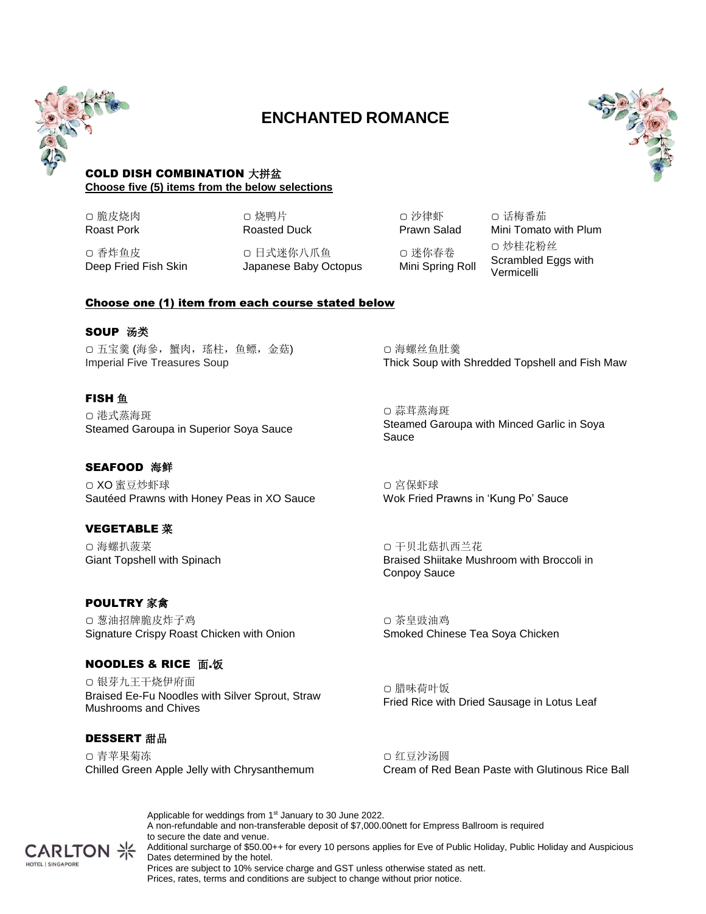# ENCHANTED ROMANCE

## COLD DISH COMBINATION 大拼盆

**Choose five (5) items from the below selections**

- ▢ 脆皮烧肉
  Roast Pork
- ▢ 烧鸭片
  Roasted Duck
- ▢ 沙律虾
  Prawn Salad
- ▢ 话梅番茄
  Mini Tomato with Plum
- ▢ 香炸鱼皮
  Deep Fried Fish Skin
- ▢ 日式迷你八爪鱼
  Japanese Baby Octopus
- ▢ 迷你春卷
  Mini Spring Roll
- ▢ 炒桂花粉丝
  Scrambled Eggs with Vermicelli

**Choose one (1) item from each course stated below**

### SOUP 汤类

- ▢ 五宝羹 (海参，蟹肉，瑶柱，鱼鳔，金菇)
  Imperial Five Treasures Soup
- ▢ 海螺丝鱼肚羹
  Thick Soup with Shredded Topshell and Fish Maw

### FISH 鱼

- ▢ 港式蒸海斑
  Steamed Garoupa in Superior Soya Sauce
- ▢ 蒜茸蒸海斑
  Steamed Garoupa with Minced Garlic in Soya Sauce

### SEAFOOD 海鲜

- ▢ XO 蜜豆炒虾球
  Sautéed Prawns with Honey Peas in XO Sauce
- ▢ 宫保虾球
  Wok Fried Prawns in 'Kung Po' Sauce

### VEGETABLE 菜

- ▢ 海螺扒菠菜
  Giant Topshell with Spinach
- ▢ 干贝北菇扒西兰花
  Braised Shiitake Mushroom with Broccoli in Conpoy Sauce

### POULTRY 家禽

- ▢ 葱油招牌脆皮炸子鸡
  Signature Crispy Roast Chicken with Onion
- ▢ 茶皇豉油鸡
  Smoked Chinese Tea Soya Chicken

### NOODLES & RICE 面.饭

- ▢ 银芽九王干烧伊府面
  Braised Ee-Fu Noodles with Silver Sprout, Straw Mushrooms and Chives
- ▢ 腊味荷叶饭
  Fried Rice with Dried Sausage in Lotus Leaf

### DESSERT 甜品

- ▢ 青苹果菊冻
  Chilled Green Apple Jelly with Chrysanthemum
- ▢ 红豆沙汤圆
  Cream of Red Bean Paste with Glutinous Rice Ball

Applicable for weddings from 1st January to 30 June 2022.
A non-refundable and non-transferable deposit of $7,000.00nett for Empress Ballroom is required to secure the date and venue.
Additional surcharge of $50.00++ for every 10 persons applies for Eve of Public Holiday, Public Holiday and Auspicious Dates determined by the hotel.
Prices are subject to 10% service charge and GST unless otherwise stated as nett.
Prices, rates, terms and conditions are subject to change without prior notice.

CARLTON HOTEL | SINGAPORE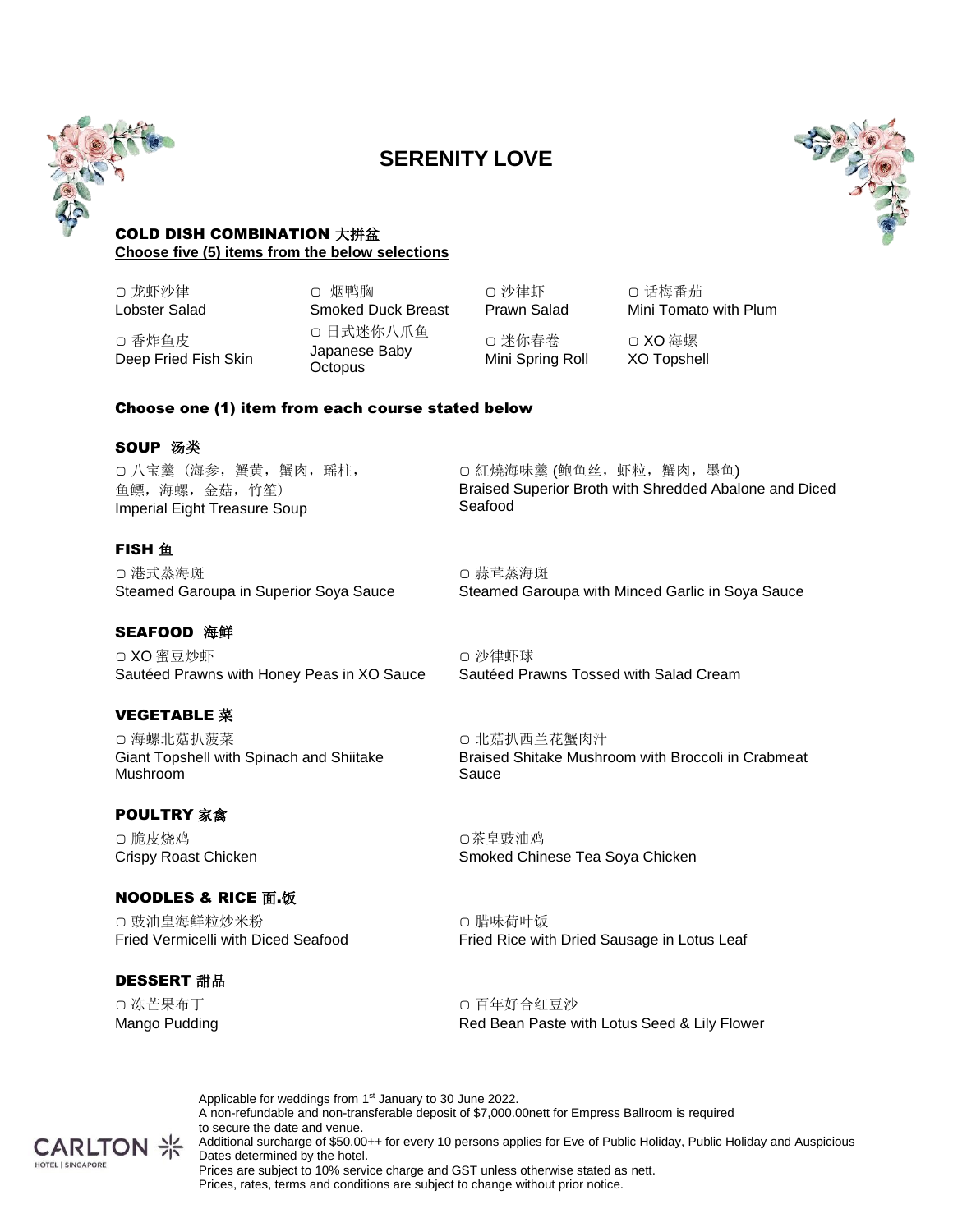# SERENITY LOVE

## COLD DISH COMBINATION 大拼盆

**Choose five (5) items from the below selections**

▢ 龙虾沙律
Lobster Salad

▢ 烟鸭胸
Smoked Duck Breast

▢ 沙律虾
Prawn Salad

▢ 话梅番茄
Mini Tomato with Plum

▢ 香炸鱼皮
Deep Fried Fish Skin

▢ 日式迷你八爪鱼
Japanese Baby Octopus

▢ 迷你春卷
Mini Spring Roll

▢ XO 海螺
XO Topshell

**Choose one (1) item from each course stated below**

## SOUP 汤类

▢ 八宝羹（海参，蟹黄，蟹肉，瑶柱，鱼鳔，海螺，金菇，竹笙）
Imperial Eight Treasure Soup

▢ 紅燒海味羹 (鲍鱼丝，虾粒，蟹肉，墨鱼)
Braised Superior Broth with Shredded Abalone and Diced Seafood

## FISH 鱼

▢ 港式蒸海斑
Steamed Garoupa in Superior Soya Sauce

▢ 蒜茸蒸海斑
Steamed Garoupa with Minced Garlic in Soya Sauce

## SEAFOOD 海鲜

▢ XO 蜜豆炒虾
Sautéed Prawns with Honey Peas in XO Sauce

▢ 沙律虾球
Sautéed Prawns Tossed with Salad Cream

## VEGETABLE 菜

▢ 海螺北菇扒菠菜
Giant Topshell with Spinach and Shiitake Mushroom

▢ 北菇扒西兰花蟹肉汁
Braised Shitake Mushroom with Broccoli in Crabmeat Sauce

## POULTRY 家禽

▢ 脆皮烧鸡
Crispy Roast Chicken

▢茶皇豉油鸡
Smoked Chinese Tea Soya Chicken

## NOODLES & RICE 面.饭

▢ 豉油皇海鲜粒炒米粉
Fried Vermicelli with Diced Seafood

▢ 腊味荷叶饭
Fried Rice with Dried Sausage in Lotus Leaf

## DESSERT 甜品

▢ 冻芒果布丁
Mango Pudding

▢ 百年好合红豆沙
Red Bean Paste with Lotus Seed & Lily Flower

Applicable for weddings from 1st January to 30 June 2022.
A non-refundable and non-transferable deposit of $7,000.00nett for Empress Ballroom is required to secure the date and venue.
Additional surcharge of $50.00++ for every 10 persons applies for Eve of Public Holiday, Public Holiday and Auspicious Dates determined by the hotel.
Prices are subject to 10% service charge and GST unless otherwise stated as nett.
Prices, rates, terms and conditions are subject to change without prior notice.

CARLTON HOTEL | SINGAPORE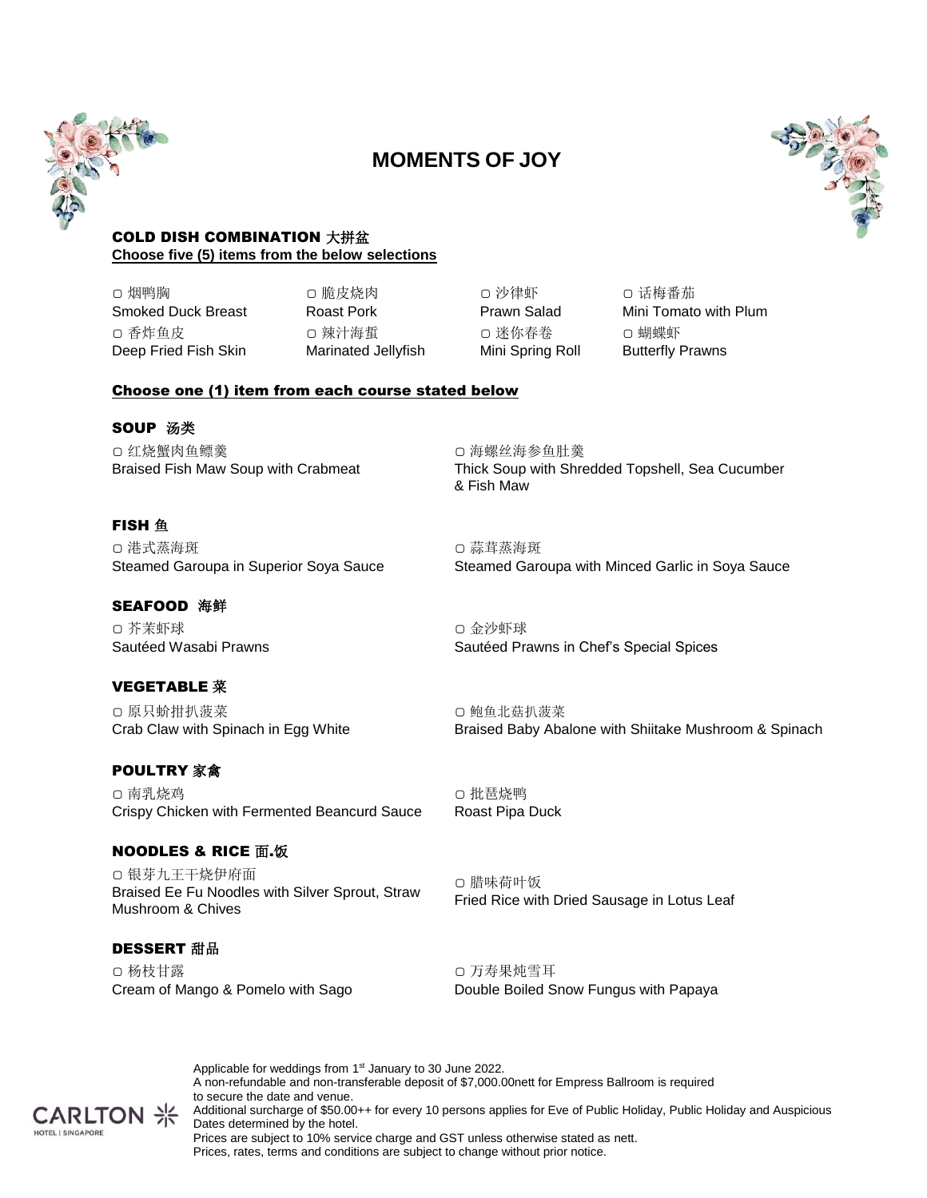# MOMENTS OF JOY

**COLD DISH COMBINATION 大拼盆**

**Choose five (5) items from the below selections**

- ▢ 烟鸭胸
  Smoked Duck Breast
- ▢ 脆皮烧肉
  Roast Pork
- ▢ 沙律虾
  Prawn Salad
- ▢ 话梅番茄
  Mini Tomato with Plum
- ▢ 香炸鱼皮
  Deep Fried Fish Skin
- ▢ 辣汁海蜇
  Marinated Jellyfish
- ▢ 迷你春卷
  Mini Spring Roll
- ▢ 蝴蝶虾
  Butterfly Prawns

**Choose one (1) item from each course stated below**

**SOUP 汤类**

- ▢ 红烧蟹肉鱼鳔羹
  Braised Fish Maw Soup with Crabmeat
- ▢ 海螺丝海参鱼肚羹
  Thick Soup with Shredded Topshell, Sea Cucumber & Fish Maw

**FISH 鱼**

- ▢ 港式蒸海斑
  Steamed Garoupa in Superior Soya Sauce
- ▢ 蒜茸蒸海斑
  Steamed Garoupa with Minced Garlic in Soya Sauce

**SEAFOOD 海鲜**

- ▢ 芥茉虾球
  Sautéed Wasabi Prawns
- ▢ 金沙虾球
  Sautéed Prawns in Chef's Special Spices

**VEGETABLE 菜**

- ▢ 原只蚧拑扒菠菜
  Crab Claw with Spinach in Egg White
- ▢ 鲍鱼北菇扒菠菜
  Braised Baby Abalone with Shiitake Mushroom & Spinach

**POULTRY 家禽**

- ▢ 南乳烧鸡
  Crispy Chicken with Fermented Beancurd Sauce
- ▢ 批琶烧鸭
  Roast Pipa Duck

**NOODLES & RICE 面.饭**

- ▢ 银芽九王干烧伊府面
  Braised Ee Fu Noodles with Silver Sprout, Straw Mushroom & Chives
- ▢ 腊味荷叶饭
  Fried Rice with Dried Sausage in Lotus Leaf

**DESSERT 甜品**

- ▢ 杨枝甘露
  Cream of Mango & Pomelo with Sago
- ▢ 万寿果炖雪耳
  Double Boiled Snow Fungus with Papaya

Applicable for weddings from 1st January to 30 June 2022.
A non-refundable and non-transferable deposit of $7,000.00nett for Empress Ballroom is required to secure the date and venue.
Additional surcharge of $50.00++ for every 10 persons applies for Eve of Public Holiday, Public Holiday and Auspicious Dates determined by the hotel.
Prices are subject to 10% service charge and GST unless otherwise stated as nett.
Prices, rates, terms and conditions are subject to change without prior notice.

CARLTON HOTEL | SINGAPORE